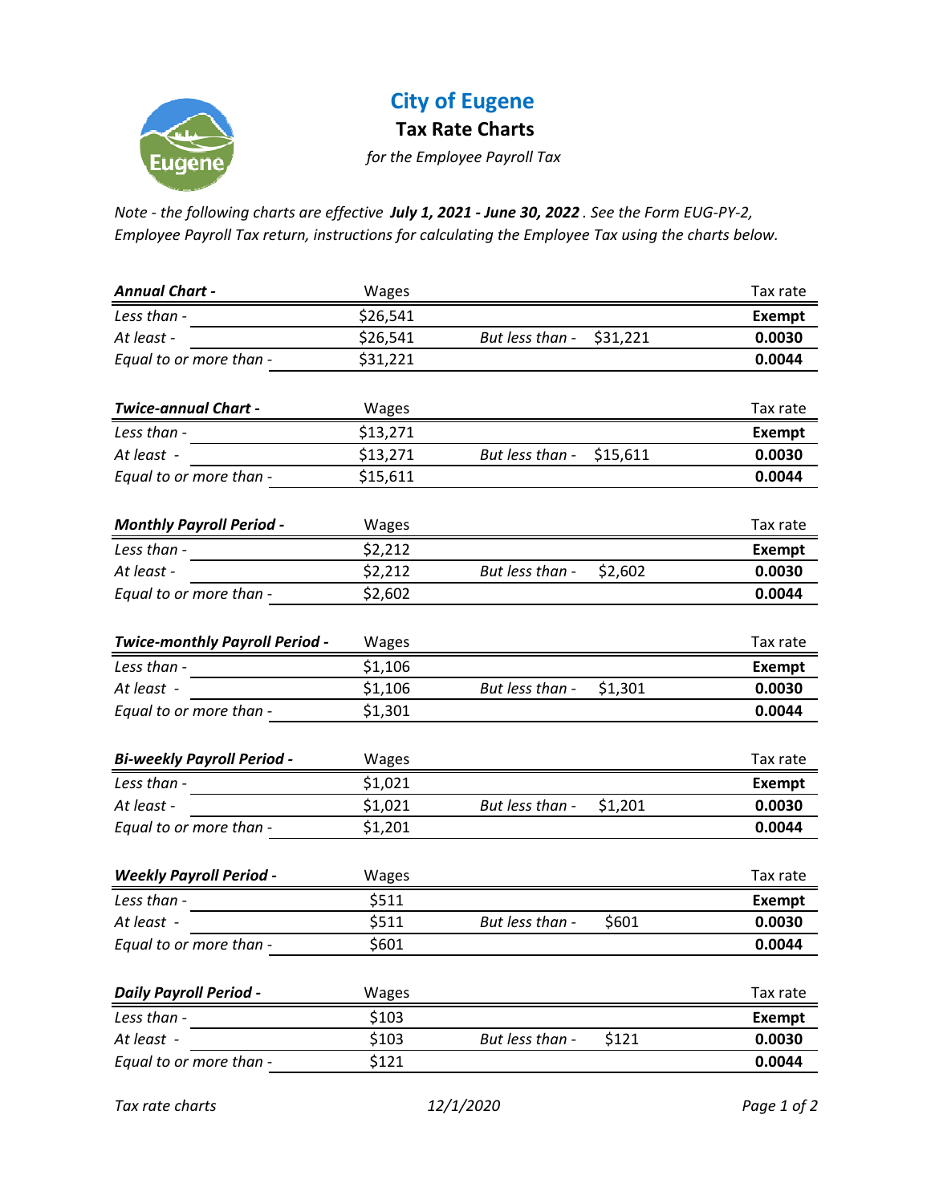# City of Eugene

## Tax Rate Charts

*for the Employee Payroll Tax*

*Note - the following charts are effective **July 1, 2021 - June 30, 2022**. See the Form EUG-PY-2, Employee Payroll Tax return, instructions for calculating the Employee Tax using the charts below.*

| ***Annual Chart -*** | Wages | | | Tax rate |
|---|---|---|---|---|
| *Less than -* | $26,541 | | | **Exempt** |
| *At least -* | $26,541 | *But less than -* | $31,221 | **0.0030** |
| *Equal to or more than -* | $31,221 | | | **0.0044** |

| ***Twice-annual Chart -*** | Wages | | | Tax rate |
|---|---|---|---|---|
| *Less than -* | $13,271 | | | **Exempt** |
| *At least -* | $13,271 | *But less than -* | $15,611 | **0.0030** |
| *Equal to or more than -* | $15,611 | | | **0.0044** |

| ***Monthly Payroll Period -*** | Wages | | | Tax rate |
|---|---|---|---|---|
| *Less than -* | $2,212 | | | **Exempt** |
| *At least -* | $2,212 | *But less than -* | $2,602 | **0.0030** |
| *Equal to or more than -* | $2,602 | | | **0.0044** |

| ***Twice-monthly Payroll Period -*** | Wages | | | Tax rate |
|---|---|---|---|---|
| *Less than -* | $1,106 | | | **Exempt** |
| *At least -* | $1,106 | *But less than -* | $1,301 | **0.0030** |
| *Equal to or more than -* | $1,301 | | | **0.0044** |

| ***Bi-weekly Payroll Period -*** | Wages | | | Tax rate |
|---|---|---|---|---|
| *Less than -* | $1,021 | | | **Exempt** |
| *At least -* | $1,021 | *But less than -* | $1,201 | **0.0030** |
| *Equal to or more than -* | $1,201 | | | **0.0044** |

| ***Weekly Payroll Period -*** | Wages | | | Tax rate |
|---|---|---|---|---|
| *Less than -* | $511 | | | **Exempt** |
| *At least -* | $511 | *But less than -* | $601 | **0.0030** |
| *Equal to or more than -* | $601 | | | **0.0044** |

| ***Daily Payroll Period -*** | Wages | | | Tax rate |
|---|---|---|---|---|
| *Less than -* | $103 | | | **Exempt** |
| *At least -* | $103 | *But less than -* | $121 | **0.0030** |
| *Equal to or more than -* | $121 | | | **0.0044** |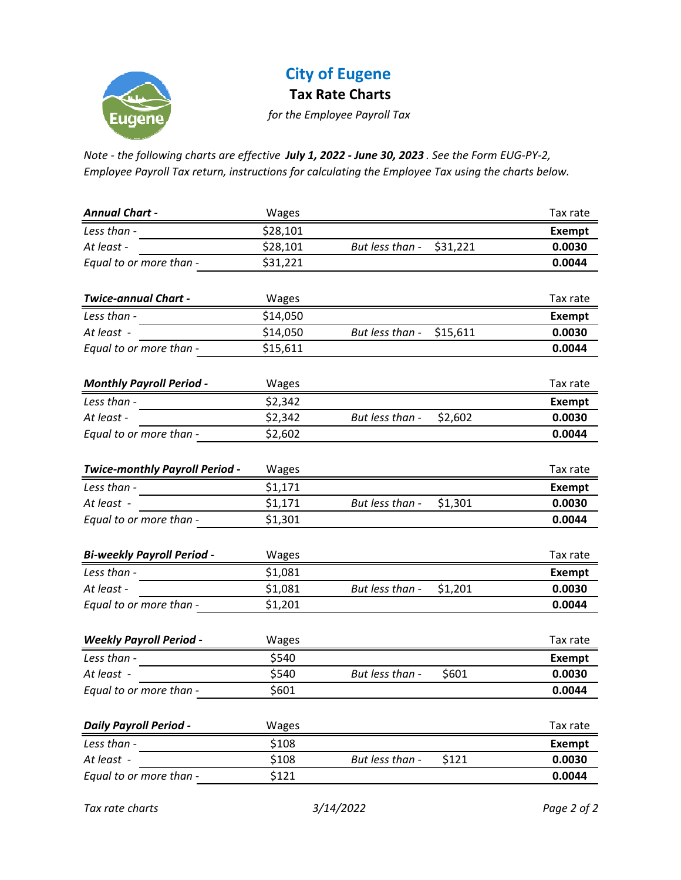# City of Eugene

## Tax Rate Charts

*for the Employee Payroll Tax*

*Note - the following charts are effective* ***July 1, 2022 - June 30, 2023****. See the Form EUG-PY-2, Employee Payroll Tax return, instructions for calculating the Employee Tax using the charts below.*

| ***Annual Chart -*** | Wages | | | Tax rate |
|---|---|---|---|---|
| *Less than -* | $28,101 | | | **Exempt** |
| *At least -* | $28,101 | *But less than -* | $31,221 | **0.0030** |
| *Equal to or more than -* | $31,221 | | | **0.0044** |

| ***Twice-annual Chart -*** | Wages | | | Tax rate |
|---|---|---|---|---|
| *Less than -* | $14,050 | | | **Exempt** |
| *At least -* | $14,050 | *But less than -* | $15,611 | **0.0030** |
| *Equal to or more than -* | $15,611 | | | **0.0044** |

| ***Monthly Payroll Period -*** | Wages | | | Tax rate |
|---|---|---|---|---|
| *Less than -* | $2,342 | | | **Exempt** |
| *At least -* | $2,342 | *But less than -* | $2,602 | **0.0030** |
| *Equal to or more than -* | $2,602 | | | **0.0044** |

| ***Twice-monthly Payroll Period -*** | Wages | | | Tax rate |
|---|---|---|---|---|
| *Less than -* | $1,171 | | | **Exempt** |
| *At least -* | $1,171 | *But less than -* | $1,301 | **0.0030** |
| *Equal to or more than -* | $1,301 | | | **0.0044** |

| ***Bi-weekly Payroll Period -*** | Wages | | | Tax rate |
|---|---|---|---|---|
| *Less than -* | $1,081 | | | **Exempt** |
| *At least -* | $1,081 | *But less than -* | $1,201 | **0.0030** |
| *Equal to or more than -* | $1,201 | | | **0.0044** |

| ***Weekly Payroll Period -*** | Wages | | | Tax rate |
|---|---|---|---|---|
| *Less than -* | $540 | | | **Exempt** |
| *At least -* | $540 | *But less than -* | $601 | **0.0030** |
| *Equal to or more than -* | $601 | | | **0.0044** |

| ***Daily Payroll Period -*** | Wages | | | Tax rate |
|---|---|---|---|---|
| *Less than -* | $108 | | | **Exempt** |
| *At least -* | $108 | *But less than -* | $121 | **0.0030** |
| *Equal to or more than -* | $121 | | | **0.0044** |

*Tax rate charts* *3/14/2022*